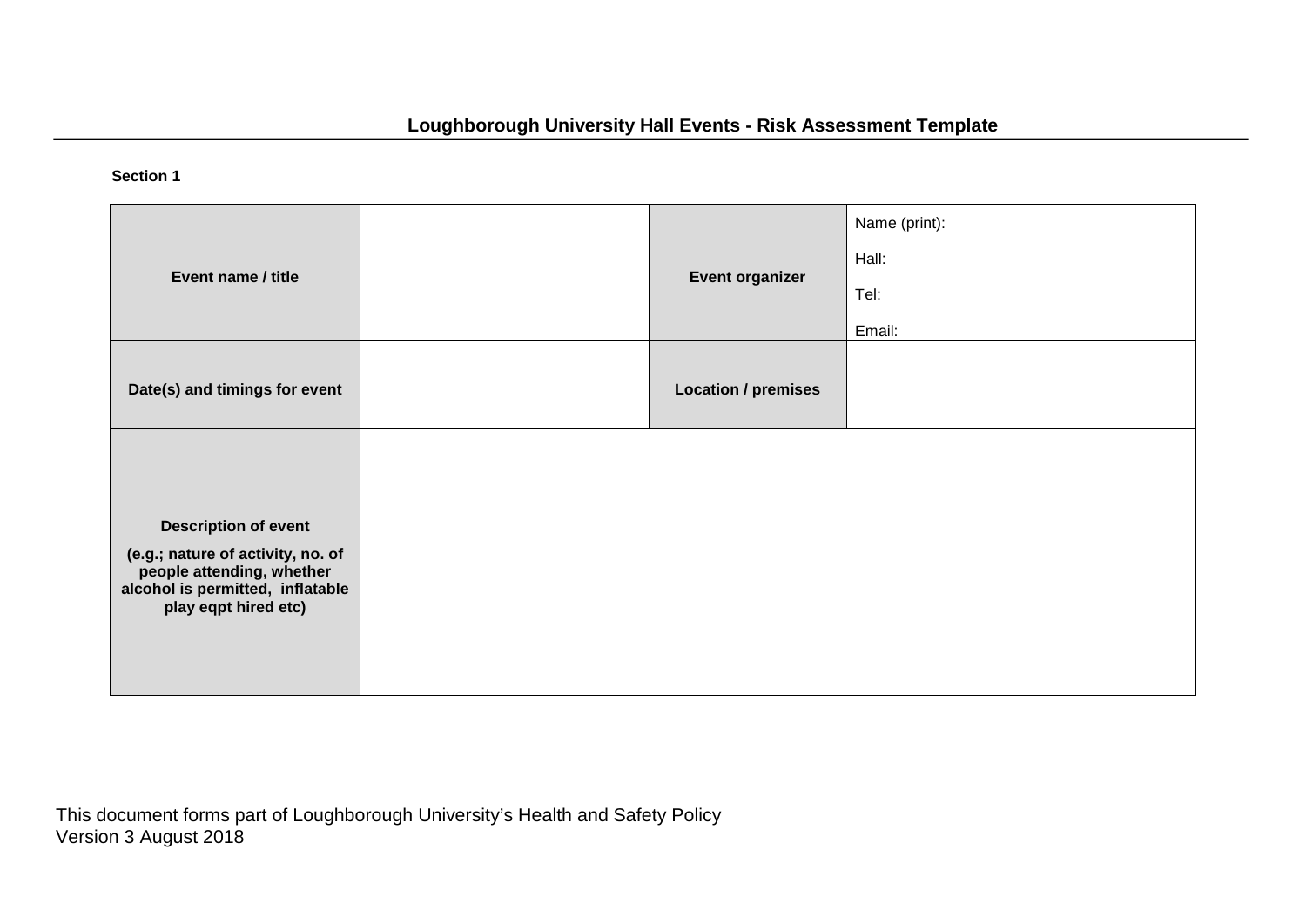# Loughborough University Hall Events - Risk Assessment Template

**Section 1**

| **Event name / title** | | **Event organizer** | Name (print):<br><br>Hall:<br><br>Tel:<br><br>Email: |
|---|---|---|---|
| **Date(s) and timings for event** | | **Location / premises** | |
| **Description of event**<br><br>**(e.g.; nature of activity, no. of people attending, whether alcohol is permitted, inflatable play eqpt hired etc)** | | | |

This document forms part of Loughborough University's Health and Safety Policy
Version 3 August 2018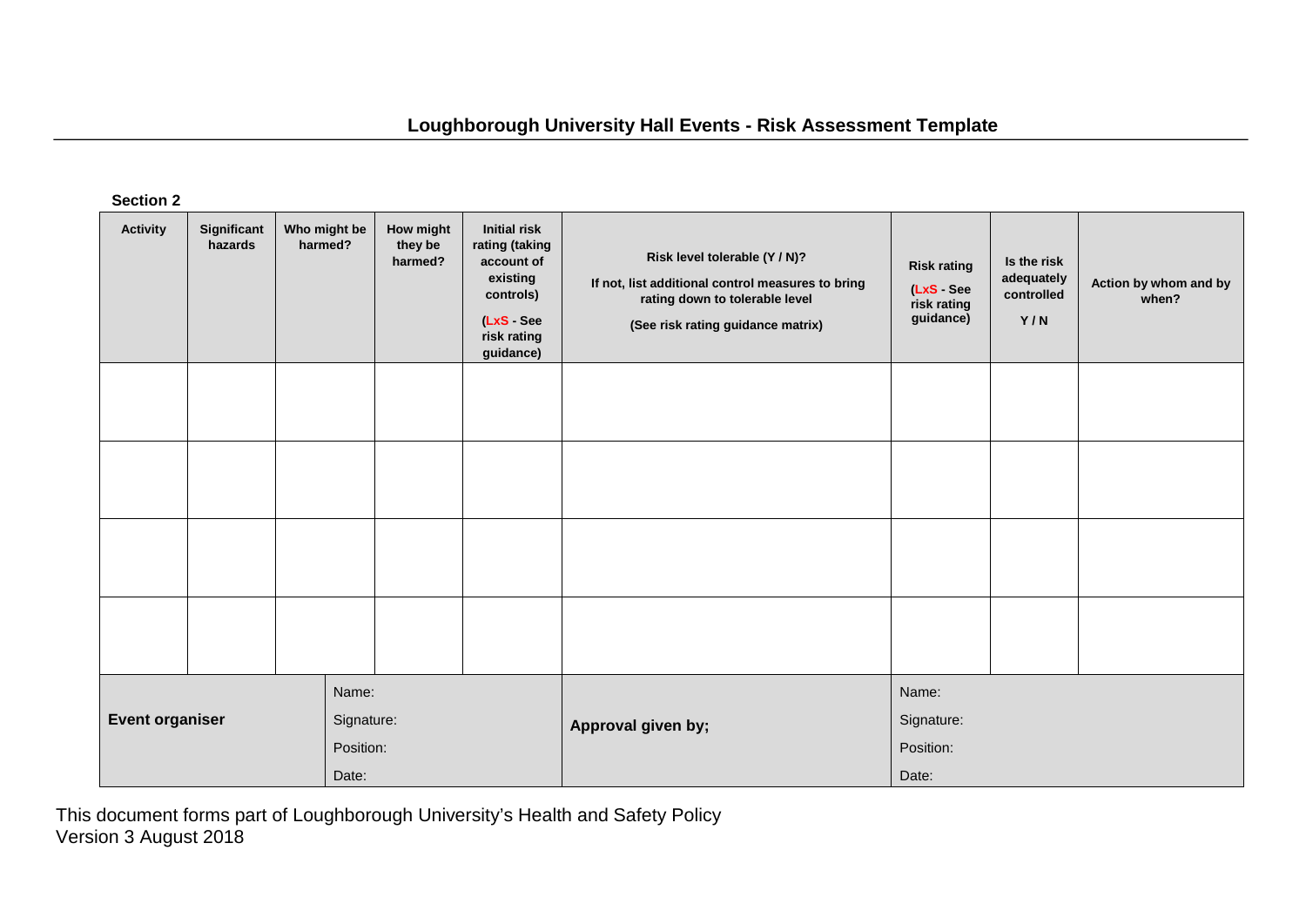## Loughborough University Hall Events - Risk Assessment Template

**Section 2**

| Activity | Significant hazards | Who might be harmed? | How might they be harmed? | Initial risk rating (taking account of existing controls) (LxS - See risk rating guidance) | Risk level tolerable (Y / N)? If not, list additional control measures to bring rating down to tolerable level (See risk rating guidance matrix) | Risk rating (LxS - See risk rating guidance) | Is the risk adequately controlled Y / N | Action by whom and by when? |
|---|---|---|---|---|---|---|---|---|
| | | | | | | | | |
| | | | | | | | | |
| | | | | | | | | |
| | | | | | | | | |

| Event organiser | Name: Signature: Position: Date: | Approval given by; | Name: Signature: Position: Date: |
|---|---|---|---|

This document forms part of Loughborough University's Health and Safety Policy
Version 3 August 2018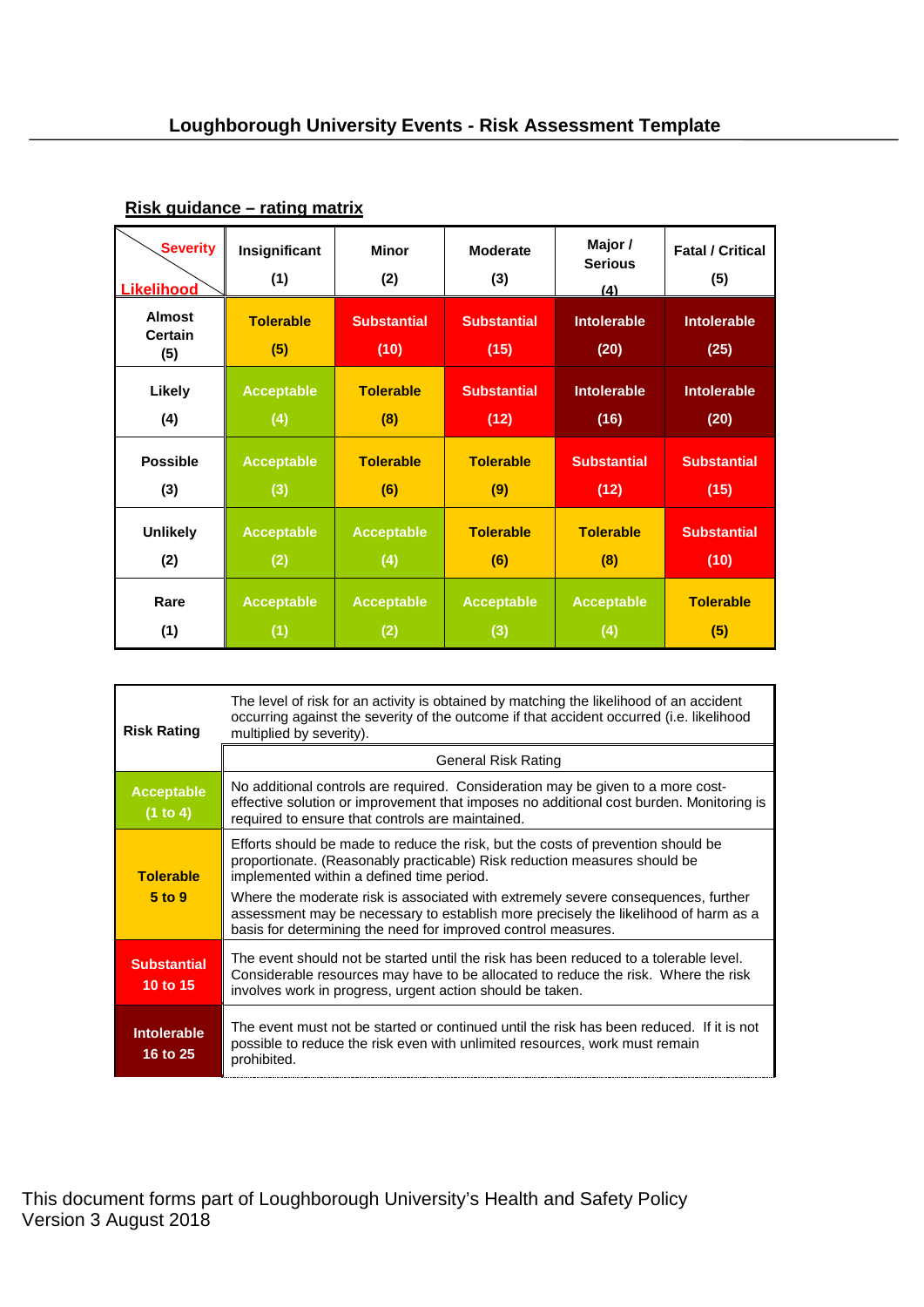## Loughborough University Events - Risk Assessment Template

### Risk guidance – rating matrix

| Severity / Likelihood | Insignificant (1) | Minor (2) | Moderate (3) | Major / Serious (4) | Fatal / Critical (5) |
|---|---|---|---|---|---|
| Almost Certain (5) | Tolerable (5) | Substantial (10) | Substantial (15) | Intolerable (20) | Intolerable (25) |
| Likely (4) | Acceptable (4) | Tolerable (8) | Substantial (12) | Intolerable (16) | Intolerable (20) |
| Possible (3) | Acceptable (3) | Tolerable (6) | Tolerable (9) | Substantial (12) | Substantial (15) |
| Unlikely (2) | Acceptable (2) | Acceptable (4) | Tolerable (6) | Tolerable (8) | Substantial (10) |
| Rare (1) | Acceptable (1) | Acceptable (2) | Acceptable (3) | Acceptable (4) | Tolerable (5) |

| Risk Rating | The level of risk for an activity is obtained by matching the likelihood of an accident occurring against the severity of the outcome if that accident occurred (i.e. likelihood multiplied by severity). |
|---|---|
| | General Risk Rating |
| Acceptable (1 to 4) | No additional controls are required. Consideration may be given to a more cost-effective solution or improvement that imposes no additional cost burden. Monitoring is required to ensure that controls are maintained. |
| Tolerable 5 to 9 | Efforts should be made to reduce the risk, but the costs of prevention should be proportionate. (Reasonably practicable) Risk reduction measures should be implemented within a defined time period. Where the moderate risk is associated with extremely severe consequences, further assessment may be necessary to establish more precisely the likelihood of harm as a basis for determining the need for improved control measures. |
| Substantial 10 to 15 | The event should not be started until the risk has been reduced to a tolerable level. Considerable resources may have to be allocated to reduce the risk. Where the risk involves work in progress, urgent action should be taken. |
| Intolerable 16 to 25 | The event must not be started or continued until the risk has been reduced. If it is not possible to reduce the risk even with unlimited resources, work must remain prohibited. |

This document forms part of Loughborough University's Health and Safety Policy
Version 3 August 2018